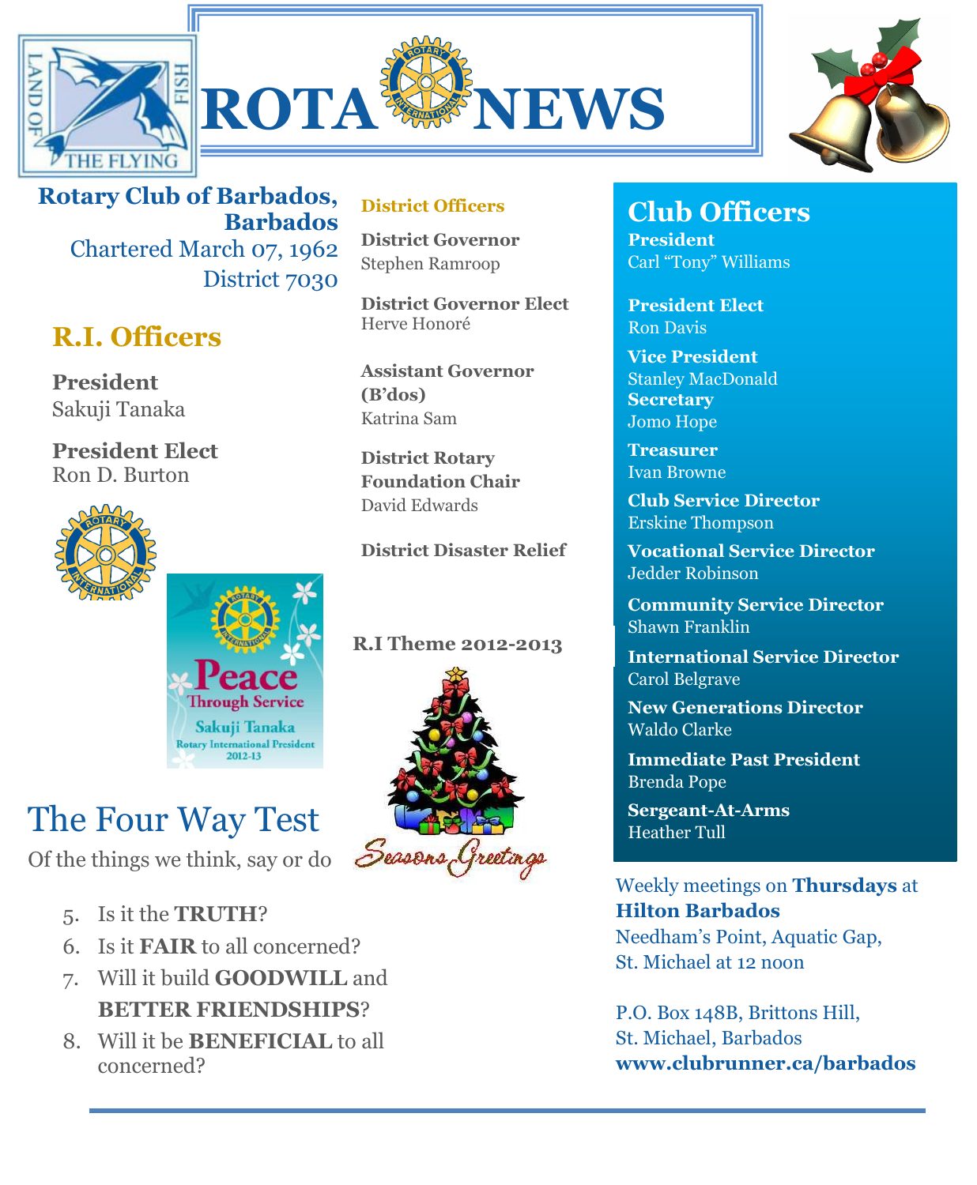# ROTA NEWS

**Rotary Club of Barbados, Barbados**
Chartered March 07, 1962
District 7030

## R.I. Officers

**President**
Sakuji Tanaka

**President Elect**
Ron D. Burton

Peace Through Service
Sakuji Tanaka
Rotary International President 2012-13

## District Officers

**District Governor**
Stephen Ramroop

**District Governor Elect**
Herve Honoré

**Assistant Governor (B'dos)**
Katrina Sam

**District Rotary Foundation Chair**
David Edwards

**District Disaster Relief**

**R.I Theme 2012-2013**

Seasons Greetings

## Club Officers

**President**
Carl "Tony" Williams

**President Elect**
Ron Davis

**Vice President**
Stanley MacDonald

**Secretary**
Jomo Hope

**Treasurer**
Ivan Browne

**Club Service Director**
Erskine Thompson

**Vocational Service Director**
Jedder Robinson

**Community Service Director**
Shawn Franklin

**International Service Director**
Carol Belgrave

**New Generations Director**
Waldo Clarke

**Immediate Past President**
Brenda Pope

**Sergeant-At-Arms**
Heather Tull

## The Four Way Test

Of the things we think, say or do

5. Is it the **TRUTH**?
6. Is it **FAIR** to all concerned?
7. Will it build **GOODWILL** and **BETTER FRIENDSHIPS**?
8. Will it be **BENEFICIAL** to all concerned?

Weekly meetings on **Thursdays** at **Hilton Barbados**
Needham's Point, Aquatic Gap,
St. Michael at 12 noon

P.O. Box 148B, Brittons Hill,
St. Michael, Barbados
**www.clubrunner.ca/barbados**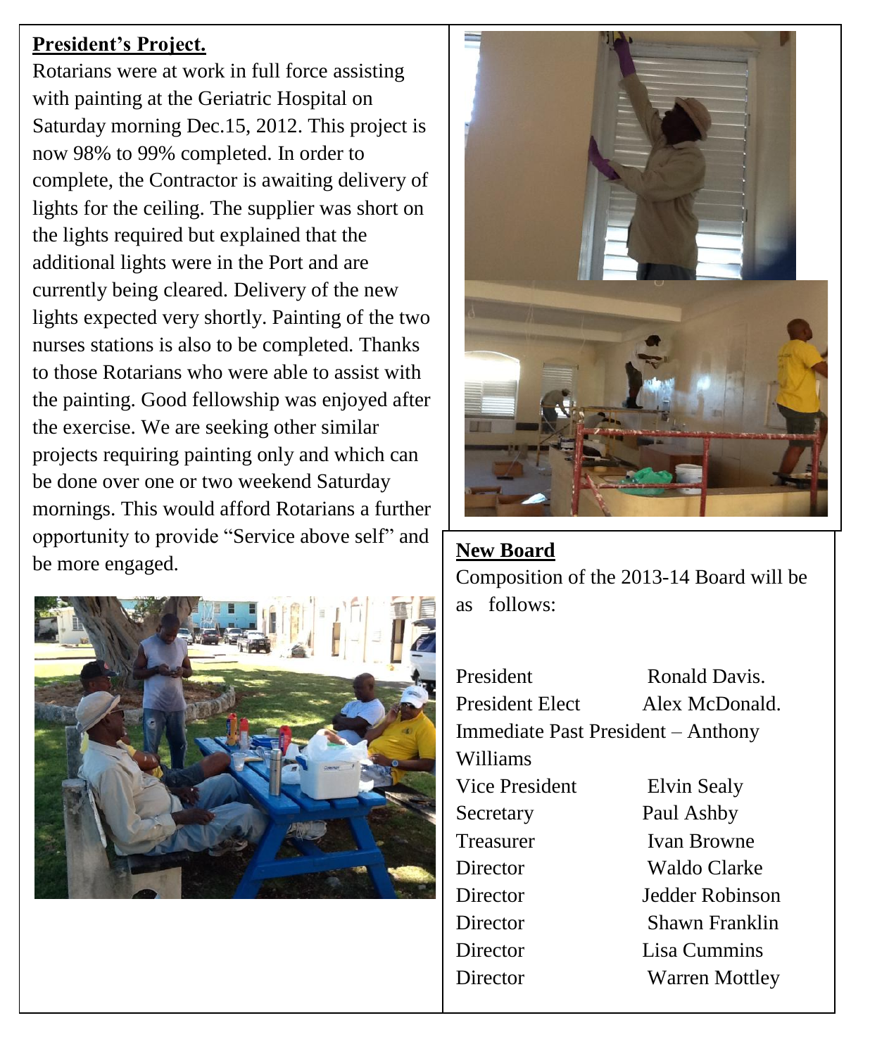**President's Project.**

Rotarians were at work in full force assisting with painting at the Geriatric Hospital on Saturday morning Dec.15, 2012. This project is now 98% to 99% completed. In order to complete, the Contractor is awaiting delivery of lights for the ceiling. The supplier was short on the lights required but explained that the additional lights were in the Port and are currently being cleared. Delivery of the new lights expected very shortly. Painting of the two nurses stations is also to be completed. Thanks to those Rotarians who were able to assist with the painting. Good fellowship was enjoyed after the exercise. We are seeking other similar projects requiring painting only and which can be done over one or two weekend Saturday mornings. This would afford Rotarians a further opportunity to provide "Service above self" and be more engaged.

**New Board**

Composition of the 2013-14 Board will be as follows:

| | |
|---|---|
| President | Ronald Davis. |
| President Elect | Alex McDonald. |
| Immediate Past President – Anthony Williams | |
| Vice President | Elvin Sealy |
| Secretary | Paul Ashby |
| Treasurer | Ivan Browne |
| Director | Waldo Clarke |
| Director | Jedder Robinson |
| Director | Shawn Franklin |
| Director | Lisa Cummins |
| Director | Warren Mottley |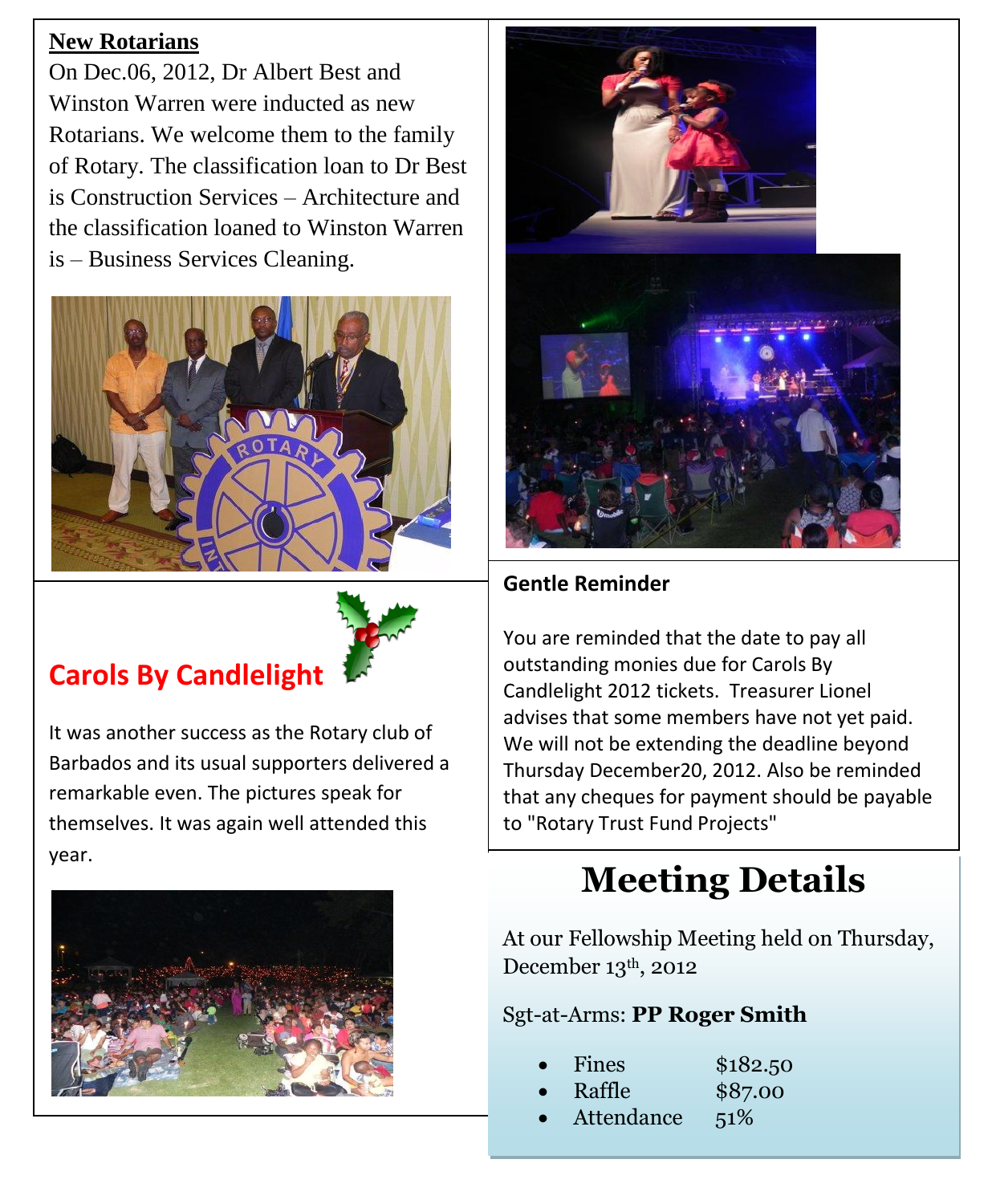## New Rotarians

On Dec.06, 2012, Dr Albert Best and Winston Warren were inducted as new Rotarians. We welcome them to the family of Rotary. The classification loan to Dr Best is Construction Services – Architecture and the classification loaned to Winston Warren is – Business Services Cleaning.

## Carols By Candlelight

It was another success as the Rotary club of Barbados and its usual supporters delivered a remarkable even. The pictures speak for themselves. It was again well attended this year.

## Gentle Reminder

You are reminded that the date to pay all outstanding monies due for Carols By Candlelight 2012 tickets. Treasurer Lionel advises that some members have not yet paid. We will not be extending the deadline beyond Thursday December20, 2012. Also be reminded that any cheques for payment should be payable to "Rotary Trust Fund Projects"

# Meeting Details

At our Fellowship Meeting held on Thursday, December 13th, 2012

Sgt-at-Arms: **PP Roger Smith**

- Fines $182.50
- Raffle $87.00
- Attendance 51%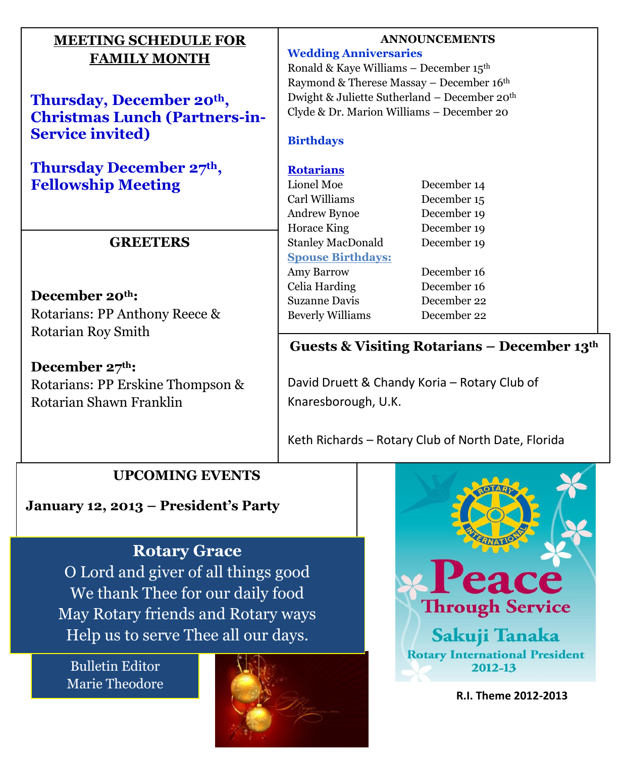## MEETING SCHEDULE FOR FAMILY MONTH

**Thursday, December 20th, Christmas Lunch (Partners-in-Service invited)**

**Thursday December 27th, Fellowship Meeting**

## GREETERS

**December 20th:**
Rotarians: PP Anthony Reece & Rotarian Roy Smith

**December 27th:**
Rotarians: PP Erskine Thompson & Rotarian Shawn Franklin

## ANNOUNCEMENTS

### Wedding Anniversaries

Ronald & Kaye Williams – December 15th
Raymond & Therese Massay – December 16th
Dwight & Juliette Sutherland – December 20th
Clyde & Dr. Marion Williams – December 20

### Birthdays

**Rotarians**

| | |
|---|---|
| Lionel Moe | December 14 |
| Carl Williams | December 15 |
| Andrew Bynoe | December 19 |
| Horace King | December 19 |
| Stanley MacDonald | December 19 |

**Spouse Birthdays:**

| | |
|---|---|
| Amy Barrow | December 16 |
| Celia Harding | December 16 |
| Suzanne Davis | December 22 |
| Beverly Williams | December 22 |

## Guests & Visiting Rotarians – December 13th

David Druett & Chandy Koria – Rotary Club of Knaresborough, U.K.

Keth Richards – Rotary Club of North Date, Florida

## UPCOMING EVENTS

**January 12, 2013 – President's Party**

## Rotary Grace

O Lord and giver of all things good
We thank Thee for our daily food
May Rotary friends and Rotary ways
Help us to serve Thee all our days.

Bulletin Editor
Marie Theodore

Peace Through Service
Sakuji Tanaka
Rotary International President
2012-13

R.I. Theme 2012-2013